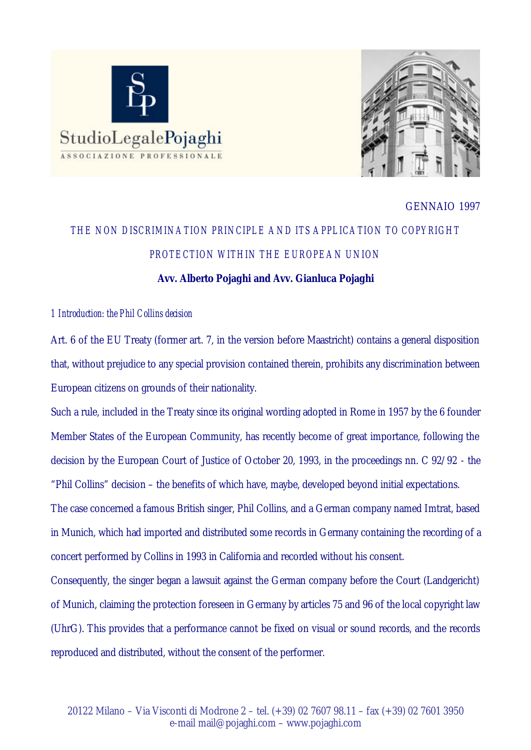GENNAIO 1997

# THE NON DISCRIMINATION PRINCIPLE AND ITS APPLICATION TO COPYRIGHT PROTECTION WITHIN THE EUROPEAN UNION

**Avv. Alberto Pojaghi and Avv. Gianluca Pojaghi**

## *1 Introduction: the Phil Collins decision*

Art. 6 of the EU Treaty (former art. 7, in the version before Maastricht) contains a general disposition that, without prejudice to any special provision contained therein, prohibits any discrimination between European citizens on grounds of their nationality.

Such a rule, included in the Treaty since its original wording adopted in Rome in 1957 by the 6 founder Member States of the European Community, has recently become of great importance, following the decision by the European Court of Justice of October 20, 1993, in the proceedings nn. C 92/92 - the "Phil Collins" decision – the benefits of which have, maybe, developed beyond initial expectations.

The case concerned a famous British singer, Phil Collins, and a German company named Imtrat, based in Munich, which had imported and distributed some records in Germany containing the recording of a concert performed by Collins in 1993 in California and recorded without his consent.

Consequently, the singer began a lawsuit against the German company before the Court (Landgericht) of Munich, claiming the protection foreseen in Germany by articles 75 and 96 of the local copyright law (UhrG). This provides that a performance cannot be fixed on visual or sound records, and the records reproduced and distributed, without the consent of the performer.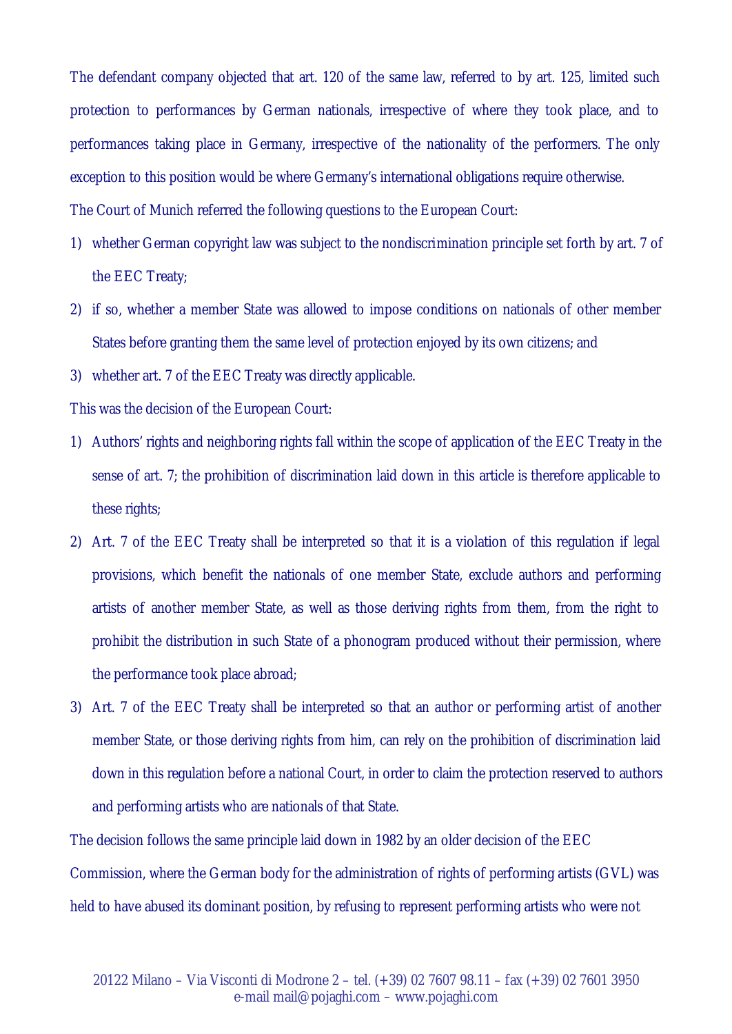The defendant company objected that art. 120 of the same law, referred to by art. 125, limited such protection to performances by German nationals, irrespective of where they took place, and to performances taking place in Germany, irrespective of the nationality of the performers. The only exception to this position would be where Germany's international obligations require otherwise.

The Court of Munich referred the following questions to the European Court:

1) whether German copyright law was subject to the nondiscrimination principle set forth by art. 7 of the EEC Treaty;
2) if so, whether a member State was allowed to impose conditions on nationals of other member States before granting them the same level of protection enjoyed by its own citizens; and
3) whether art. 7 of the EEC Treaty was directly applicable.

This was the decision of the European Court:

1) Authors' rights and neighboring rights fall within the scope of application of the EEC Treaty in the sense of art. 7; the prohibition of discrimination laid down in this article is therefore applicable to these rights;
2) Art. 7 of the EEC Treaty shall be interpreted so that it is a violation of this regulation if legal provisions, which benefit the nationals of one member State, exclude authors and performing artists of another member State, as well as those deriving rights from them, from the right to prohibit the distribution in such State of a phonogram produced without their permission, where the performance took place abroad;
3) Art. 7 of the EEC Treaty shall be interpreted so that an author or performing artist of another member State, or those deriving rights from him, can rely on the prohibition of discrimination laid down in this regulation before a national Court, in order to claim the protection reserved to authors and performing artists who are nationals of that State.

The decision follows the same principle laid down in 1982 by an older decision of the EEC Commission, where the German body for the administration of rights of performing artists (GVL) was held to have abused its dominant position, by refusing to represent performing artists who were not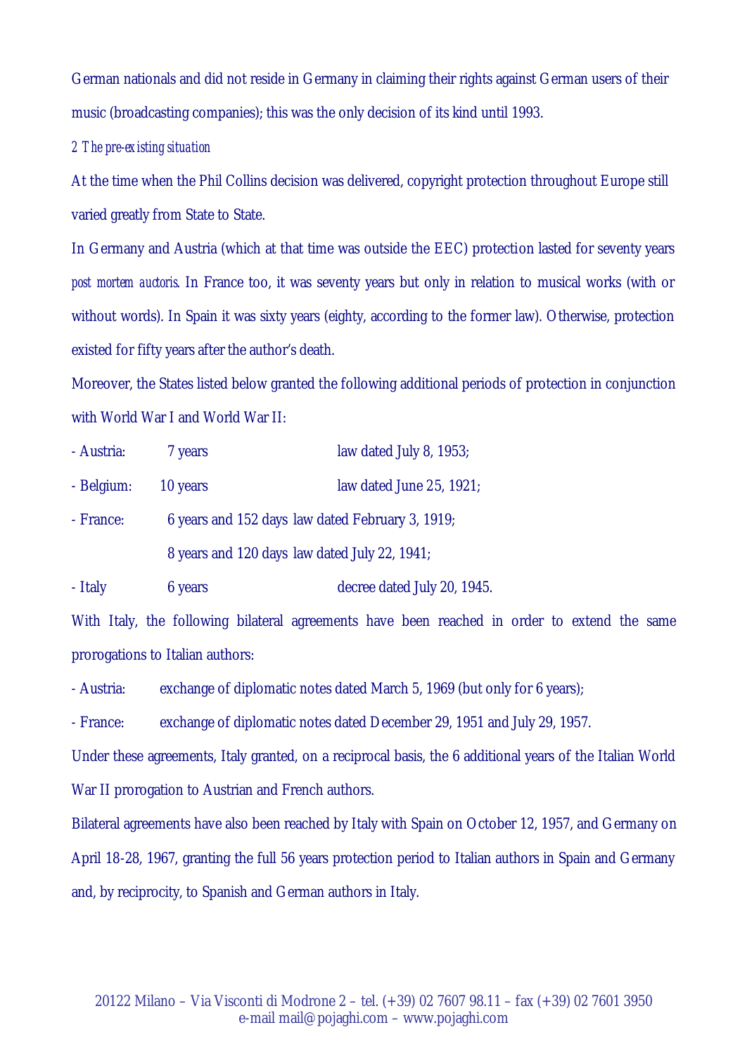German nationals and did not reside in Germany in claiming their rights against German users of their music (broadcasting companies); this was the only decision of its kind until 1993.

*2 The pre-existing situation*

At the time when the Phil Collins decision was delivered, copyright protection throughout Europe still varied greatly from State to State.

In Germany and Austria (which at that time was outside the EEC) protection lasted for seventy years *post mortem auctoris*. In France too, it was seventy years but only in relation to musical works (with or without words). In Spain it was sixty years (eighty, according to the former law). Otherwise, protection existed for fifty years after the author's death.

Moreover, the States listed below granted the following additional periods of protection in conjunction with World War I and World War II:

| | | |
|---|---|---|
| - Austria: | 7 years | law dated July 8, 1953; |
| - Belgium: | 10 years | law dated June 25, 1921; |
| - France: | 6 years and 152 days | law dated February 3, 1919; |
| | 8 years and 120 days | law dated July 22, 1941; |
| - Italy | 6 years | decree dated July 20, 1945. |

With Italy, the following bilateral agreements have been reached in order to extend the same prorogations to Italian authors:

- Austria: exchange of diplomatic notes dated March 5, 1969 (but only for 6 years);
- France: exchange of diplomatic notes dated December 29, 1951 and July 29, 1957.

Under these agreements, Italy granted, on a reciprocal basis, the 6 additional years of the Italian World War II prorogation to Austrian and French authors.

Bilateral agreements have also been reached by Italy with Spain on October 12, 1957, and Germany on April 18-28, 1967, granting the full 56 years protection period to Italian authors in Spain and Germany and, by reciprocity, to Spanish and German authors in Italy.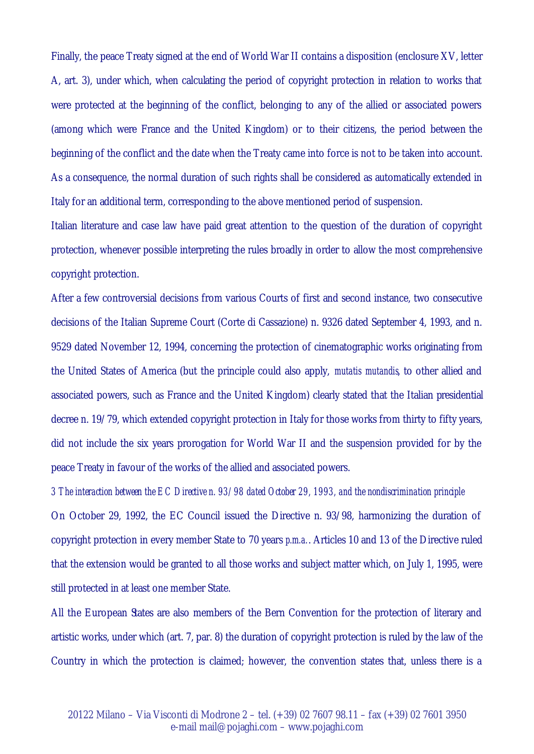Finally, the peace Treaty signed at the end of World War II contains a disposition (enclosure XV, letter A, art. 3), under which, when calculating the period of copyright protection in relation to works that were protected at the beginning of the conflict, belonging to any of the allied or associated powers (among which were France and the United Kingdom) or to their citizens, the period between the beginning of the conflict and the date when the Treaty came into force is not to be taken into account. As a consequence, the normal duration of such rights shall be considered as automatically extended in Italy for an additional term, corresponding to the above mentioned period of suspension.

Italian literature and case law have paid great attention to the question of the duration of copyright protection, whenever possible interpreting the rules broadly in order to allow the most comprehensive copyright protection.

After a few controversial decisions from various Courts of first and second instance, two consecutive decisions of the Italian Supreme Court (Corte di Cassazione) n. 9326 dated September 4, 1993, and n. 9529 dated November 12, 1994, concerning the protection of cinematographic works originating from the United States of America (but the principle could also apply, *mutatis mutandis*, to other allied and associated powers, such as France and the United Kingdom) clearly stated that the Italian presidential decree n. 19/79, which extended copyright protection in Italy for those works from thirty to fifty years, did not include the six years prorogation for World War II and the suspension provided for by the peace Treaty in favour of the works of the allied and associated powers.

*3 The interaction between the EC Directive n. 93/98 dated October 29, 1993, and the nondiscrimination principle*

On October 29, 1992, the EC Council issued the Directive n. 93/98, harmonizing the duration of copyright protection in every member State to 70 years *p.m.a.*. Articles 10 and 13 of the Directive ruled that the extension would be granted to all those works and subject matter which, on July 1, 1995, were still protected in at least one member State.

All the European States are also members of the Bern Convention for the protection of literary and artistic works, under which (art. 7, par. 8) the duration of copyright protection is ruled by the law of the Country in which the protection is claimed; however, the convention states that, unless there is a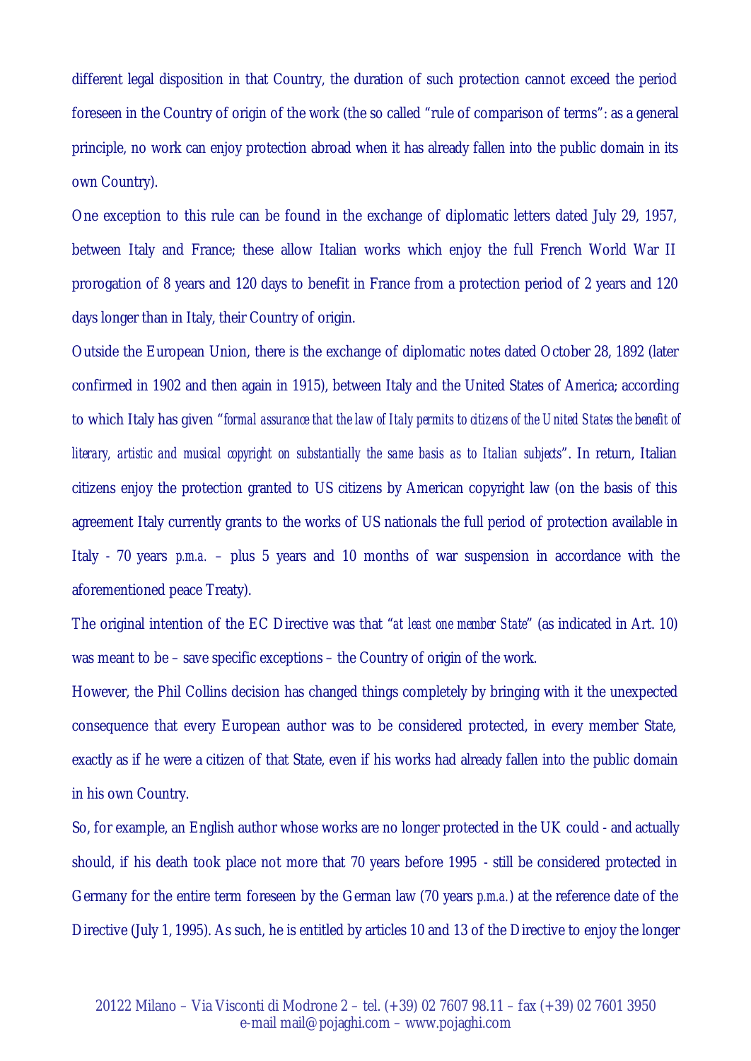different legal disposition in that Country, the duration of such protection cannot exceed the period foreseen in the Country of origin of the work (the so called "rule of comparison of terms": as a general principle, no work can enjoy protection abroad when it has already fallen into the public domain in its own Country).

One exception to this rule can be found in the exchange of diplomatic letters dated July 29, 1957, between Italy and France; these allow Italian works which enjoy the full French World War II prorogation of 8 years and 120 days to benefit in France from a protection period of 2 years and 120 days longer than in Italy, their Country of origin.

Outside the European Union, there is the exchange of diplomatic notes dated October 28, 1892 (later confirmed in 1902 and then again in 1915), between Italy and the United States of America; according to which Italy has given "*formal assurance that the law of Italy permits to citizens of the United States the benefit of literary, artistic and musical copyright on substantially the same basis as to Italian subjects*". In return, Italian citizens enjoy the protection granted to US citizens by American copyright law (on the basis of this agreement Italy currently grants to the works of US nationals the full period of protection available in Italy - 70 years *p.m.a.* – plus 5 years and 10 months of war suspension in accordance with the aforementioned peace Treaty).

The original intention of the EC Directive was that "*at least one member State*" (as indicated in Art. 10) was meant to be – save specific exceptions – the Country of origin of the work.

However, the Phil Collins decision has changed things completely by bringing with it the unexpected consequence that every European author was to be considered protected, in every member State, exactly as if he were a citizen of that State, even if his works had already fallen into the public domain in his own Country.

So, for example, an English author whose works are no longer protected in the UK could - and actually should, if his death took place not more that 70 years before 1995 - still be considered protected in Germany for the entire term foreseen by the German law (70 years *p.m.a.*) at the reference date of the Directive (July 1, 1995). As such, he is entitled by articles 10 and 13 of the Directive to enjoy the longer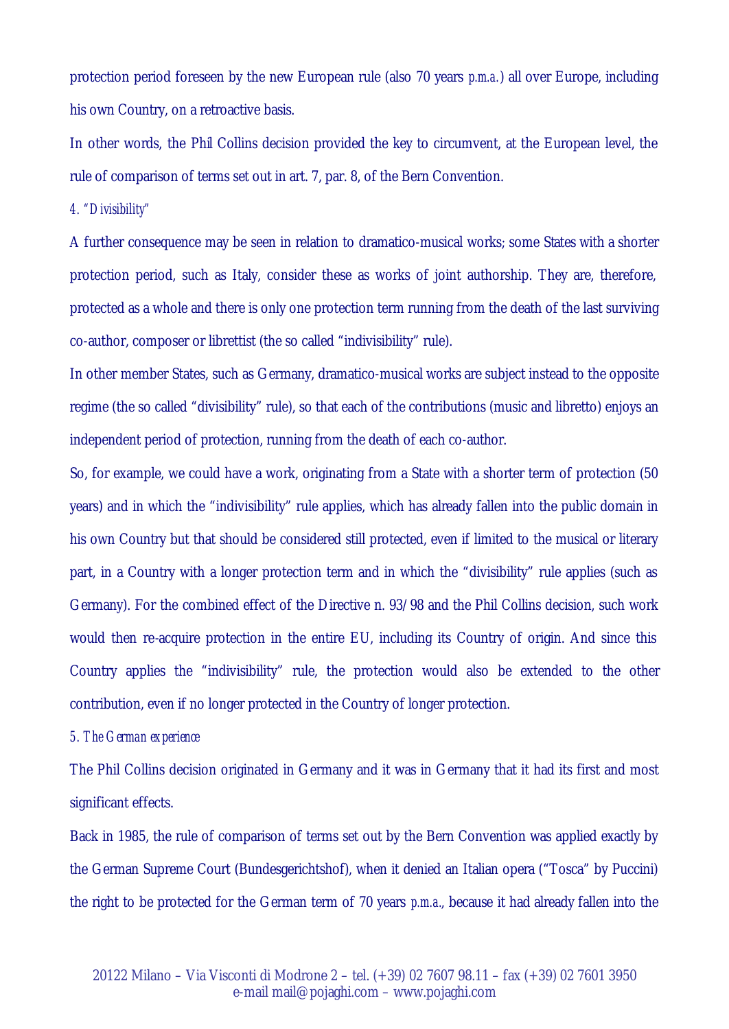protection period foreseen by the new European rule (also 70 years *p.m.a.*) all over Europe, including his own Country, on a retroactive basis.

In other words, the Phil Collins decision provided the key to circumvent, at the European level, the rule of comparison of terms set out in art. 7, par. 8, of the Bern Convention.

*4. "Divisibility"*

A further consequence may be seen in relation to dramatico-musical works; some States with a shorter protection period, such as Italy, consider these as works of joint authorship. They are, therefore, protected as a whole and there is only one protection term running from the death of the last surviving co-author, composer or librettist (the so called "indivisibility" rule).

In other member States, such as Germany, dramatico-musical works are subject instead to the opposite regime (the so called "divisibility" rule), so that each of the contributions (music and libretto) enjoys an independent period of protection, running from the death of each co-author.

So, for example, we could have a work, originating from a State with a shorter term of protection (50 years) and in which the "indivisibility" rule applies, which has already fallen into the public domain in his own Country but that should be considered still protected, even if limited to the musical or literary part, in a Country with a longer protection term and in which the "divisibility" rule applies (such as Germany). For the combined effect of the Directive n. 93/98 and the Phil Collins decision, such work would then re-acquire protection in the entire EU, including its Country of origin. And since this Country applies the "indivisibility" rule, the protection would also be extended to the other contribution, even if no longer protected in the Country of longer protection.

*5. The German experience*

The Phil Collins decision originated in Germany and it was in Germany that it had its first and most significant effects.

Back in 1985, the rule of comparison of terms set out by the Bern Convention was applied exactly by the German Supreme Court (Bundesgerichtshof), when it denied an Italian opera ("Tosca" by Puccini) the right to be protected for the German term of 70 years *p.m.a.*, because it had already fallen into the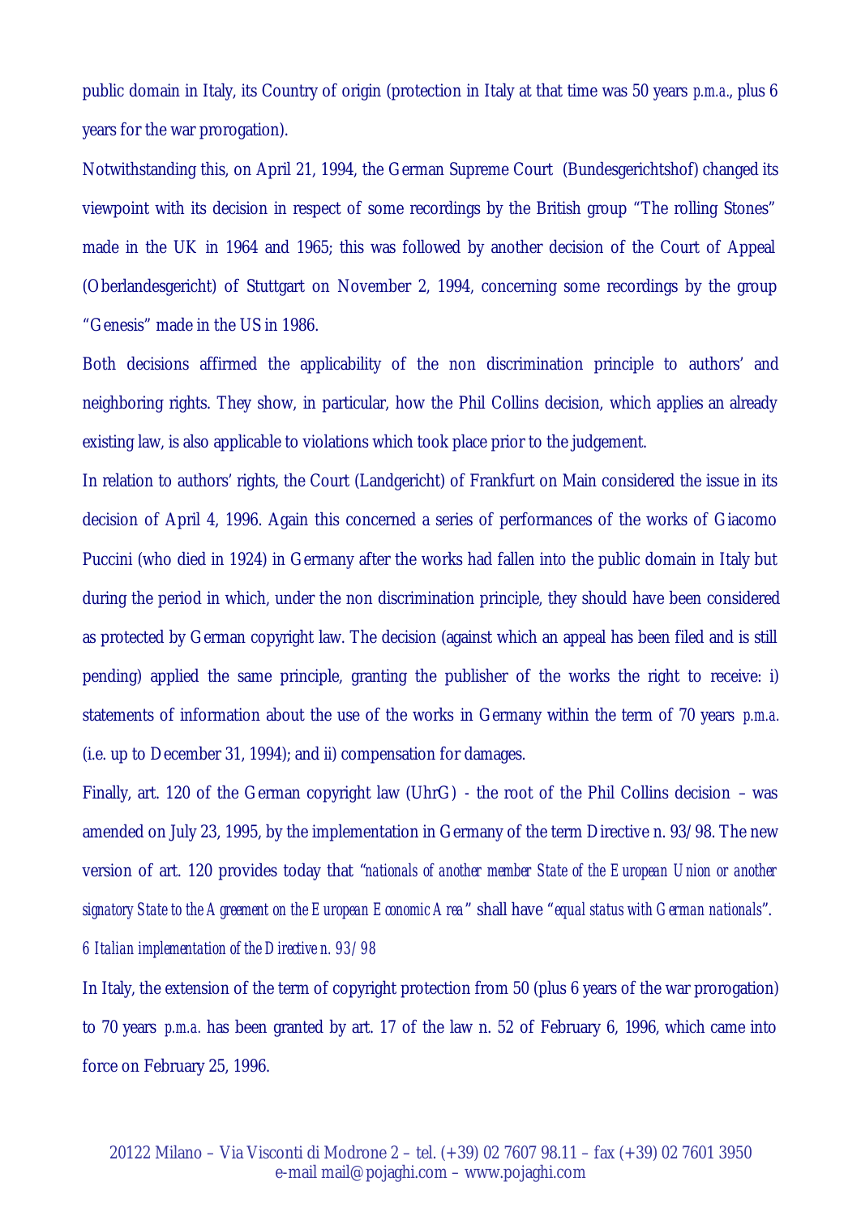public domain in Italy, its Country of origin (protection in Italy at that time was 50 years *p.m.a.*, plus 6 years for the war prorogation).

Notwithstanding this, on April 21, 1994, the German Supreme Court (Bundesgerichtshof) changed its viewpoint with its decision in respect of some recordings by the British group "The rolling Stones" made in the UK in 1964 and 1965; this was followed by another decision of the Court of Appeal (Oberlandesgericht) of Stuttgart on November 2, 1994, concerning some recordings by the group "Genesis" made in the US in 1986.

Both decisions affirmed the applicability of the non discrimination principle to authors' and neighboring rights. They show, in particular, how the Phil Collins decision, which applies an already existing law, is also applicable to violations which took place prior to the judgement.

In relation to authors' rights, the Court (Landgericht) of Frankfurt on Main considered the issue in its decision of April 4, 1996. Again this concerned a series of performances of the works of Giacomo Puccini (who died in 1924) in Germany after the works had fallen into the public domain in Italy but during the period in which, under the non discrimination principle, they should have been considered as protected by German copyright law. The decision (against which an appeal has been filed and is still pending) applied the same principle, granting the publisher of the works the right to receive: i) statements of information about the use of the works in Germany within the term of 70 years *p.m.a.* (i.e. up to December 31, 1994); and ii) compensation for damages.

Finally, art. 120 of the German copyright law (UhrG) - the root of the Phil Collins decision – was amended on July 23, 1995, by the implementation in Germany of the term Directive n. 93/98. The new version of art. 120 provides today that "*nationals of another member State of the European Union or another signatory State to the Agreement on the European Economic Area*" shall have "*equal status with German nationals*".

### *6 Italian implementation of the Directive n. 93/98*

In Italy, the extension of the term of copyright protection from 50 (plus 6 years of the war prorogation) to 70 years *p.m.a.* has been granted by art. 17 of the law n. 52 of February 6, 1996, which came into force on February 25, 1996.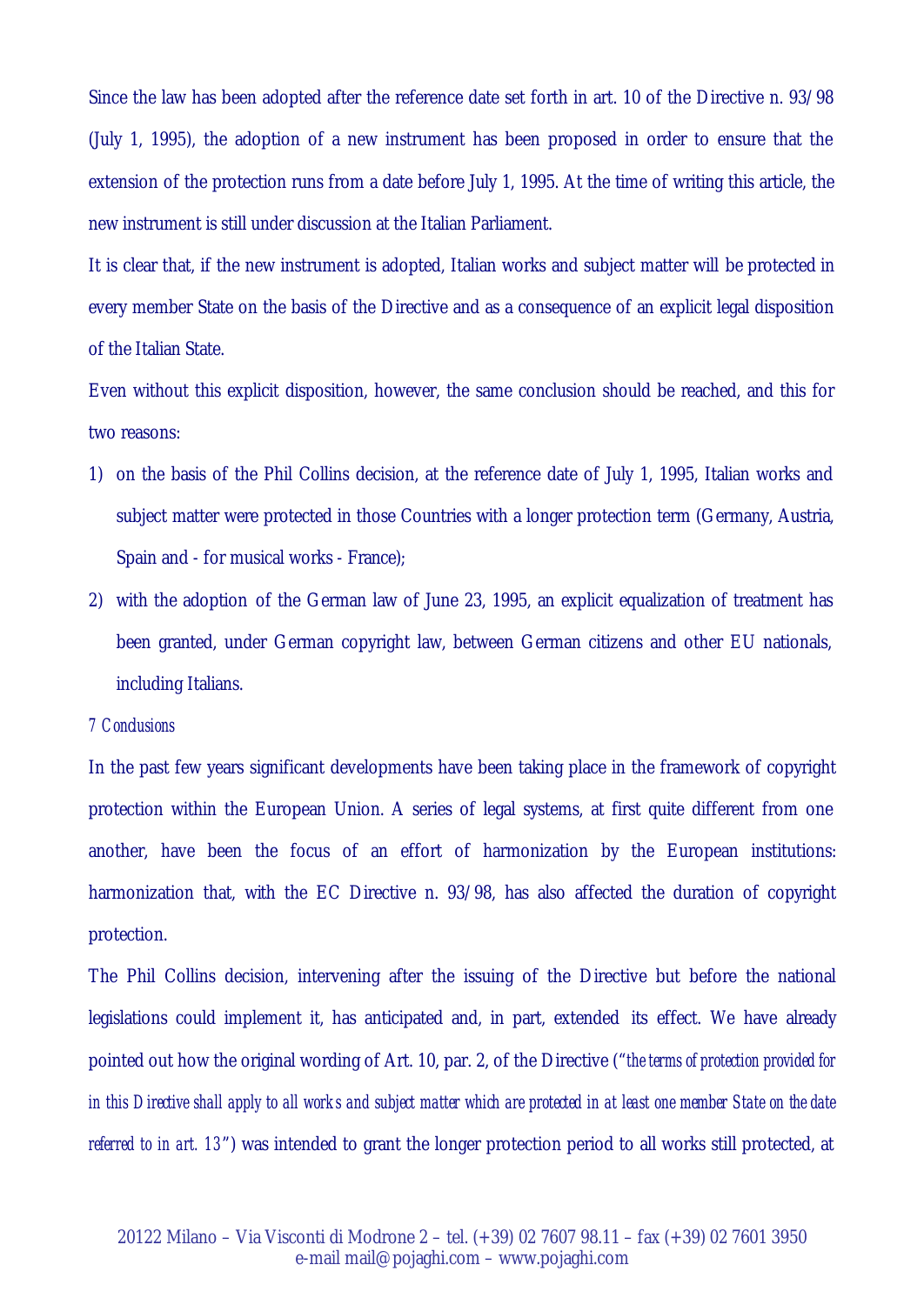Since the law has been adopted after the reference date set forth in art. 10 of the Directive n. 93/98 (July 1, 1995), the adoption of a new instrument has been proposed in order to ensure that the extension of the protection runs from a date before July 1, 1995. At the time of writing this article, the new instrument is still under discussion at the Italian Parliament.

It is clear that, if the new instrument is adopted, Italian works and subject matter will be protected in every member State on the basis of the Directive and as a consequence of an explicit legal disposition of the Italian State.

Even without this explicit disposition, however, the same conclusion should be reached, and this for two reasons:

1) on the basis of the Phil Collins decision, at the reference date of July 1, 1995, Italian works and subject matter were protected in those Countries with a longer protection term (Germany, Austria, Spain and - for musical works - France);
2) with the adoption of the German law of June 23, 1995, an explicit equalization of treatment has been granted, under German copyright law, between German citizens and other EU nationals, including Italians.

### 7 Conclusions

In the past few years significant developments have been taking place in the framework of copyright protection within the European Union. A series of legal systems, at first quite different from one another, have been the focus of an effort of harmonization by the European institutions: harmonization that, with the EC Directive n. 93/98, has also affected the duration of copyright protection.

The Phil Collins decision, intervening after the issuing of the Directive but before the national legislations could implement it, has anticipated and, in part, extended its effect. We have already pointed out how the original wording of Art. 10, par. 2, of the Directive ("*the terms of protection provided for in this Directive shall apply to all works and subject matter which are protected in at least one member State on the date referred to in art. 13*") was intended to grant the longer protection period to all works still protected, at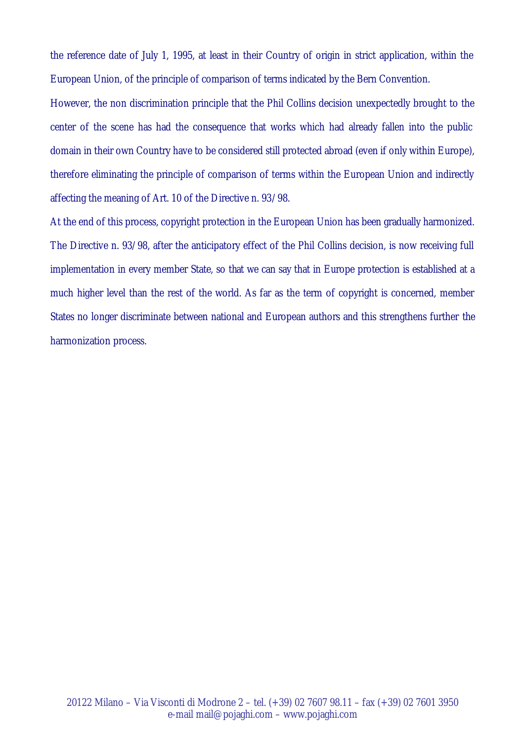the reference date of July 1, 1995, at least in their Country of origin in strict application, within the European Union, of the principle of comparison of terms indicated by the Bern Convention.

However, the non discrimination principle that the Phil Collins decision unexpectedly brought to the center of the scene has had the consequence that works which had already fallen into the public domain in their own Country have to be considered still protected abroad (even if only within Europe), therefore eliminating the principle of comparison of terms within the European Union and indirectly affecting the meaning of Art. 10 of the Directive n. 93/98.

At the end of this process, copyright protection in the European Union has been gradually harmonized. The Directive n. 93/98, after the anticipatory effect of the Phil Collins decision, is now receiving full implementation in every member State, so that we can say that in Europe protection is established at a much higher level than the rest of the world. As far as the term of copyright is concerned, member States no longer discriminate between national and European authors and this strengthens further the harmonization process.